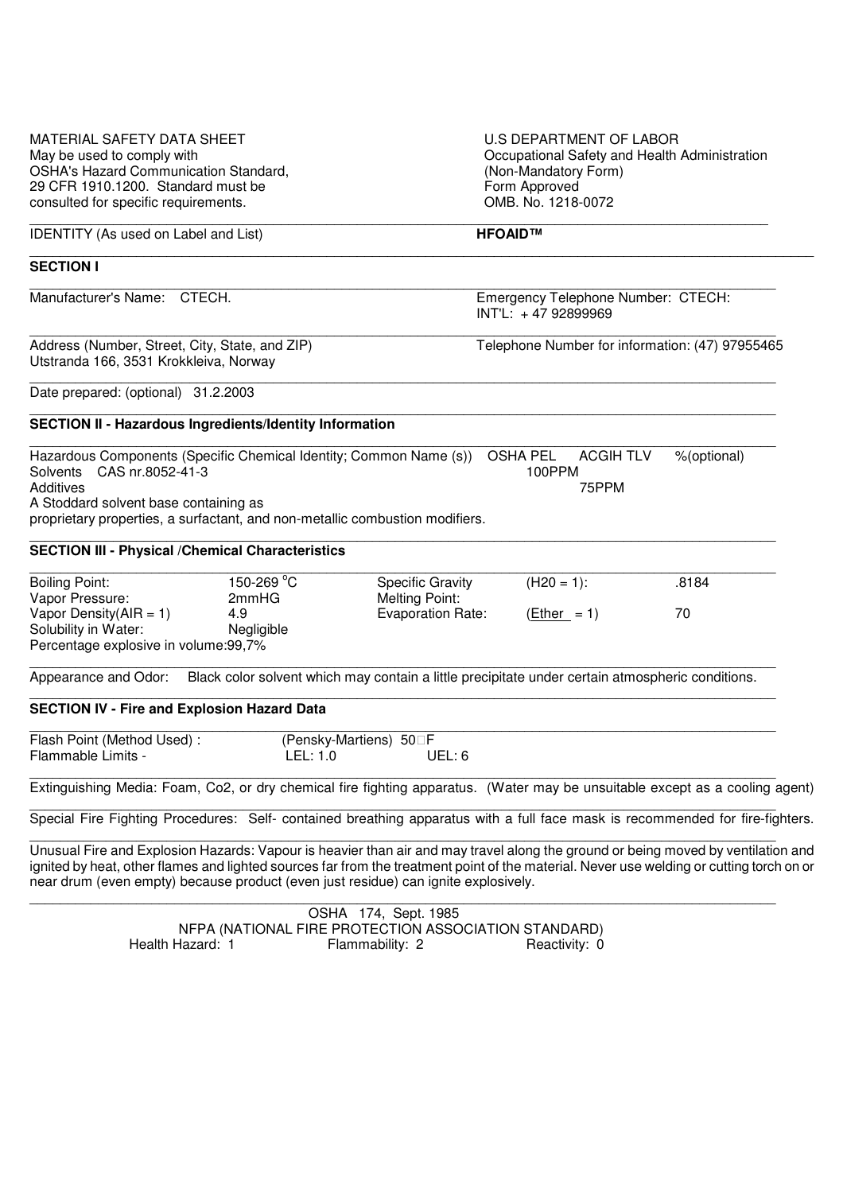MATERIAL SAFETY DATA SHEET
May be used to comply with
OSHA's Hazard Communication Standard,
29 CFR 1910.1200. Standard must be
consulted for specific requirements.

U.S DEPARTMENT OF LABOR
Occupational Safety and Health Administration
(Non-Mandatory Form)
Form Approved
OMB. No. 1218-0072

IDENTITY (As used on Label and List) **HFOAID™**

## SECTION I

Manufacturer's Name: CTECH.

Emergency Telephone Number: CTECH:
INT'L: + 47 92899969

Address (Number, Street, City, State, and ZIP)
Utstranda 166, 3531 Krokkleiva, Norway

Telephone Number for information: (47) 97955465

Date prepared: (optional) 31.2.2003

## SECTION II - Hazardous Ingredients/Identity Information

| Hazardous Components (Specific Chemical Identity; Common Name (s)) | OSHA PEL | ACGIH TLV | %(optional) |
|---|---|---|---|
| Solvents CAS nr.8052-41-3 | 100PPM | | |
| Additives | | 75PPM | |

A Stoddard solvent base containing as
proprietary properties, a surfactant, and non-metallic combustion modifiers.

## SECTION III - Physical /Chemical Characteristics

| | | | | |
|---|---|---|---|---|
| Boiling Point: | 150-269 °C | Specific Gravity | (H20 = 1): | .8184 |
| Vapor Pressure: | 2mmHG | Melting Point: | | |
| Vapor Density(AIR = 1) | 4.9 | Evaporation Rate: | (Ether = 1) | 70 |
| Solubility in Water: | Negligible | | | |

Percentage explosive in volume:99,7%

Appearance and Odor: Black color solvent which may contain a little precipitate under certain atmospheric conditions.

## SECTION IV - Fire and Explosion Hazard Data

Flash Point (Method Used) : (Pensky-Martiens) 50°F
Flammable Limits - LEL: 1.0 UEL: 6

Extinguishing Media: Foam, Co2, or dry chemical fire fighting apparatus. (Water may be unsuitable except as a cooling agent)

Special Fire Fighting Procedures: Self- contained breathing apparatus with a full face mask is recommended for fire-fighters.

Unusual Fire and Explosion Hazards: Vapour is heavier than air and may travel along the ground or being moved by ventilation and ignited by heat, other flames and lighted sources far from the treatment point of the material. Never use welding or cutting torch on or near drum (even empty) because product (even just residue) can ignite explosively.

OSHA 174, Sept. 1985

NFPA (NATIONAL FIRE PROTECTION ASSOCIATION STANDARD)

Health Hazard: 1 Flammability: 2 Reactivity: 0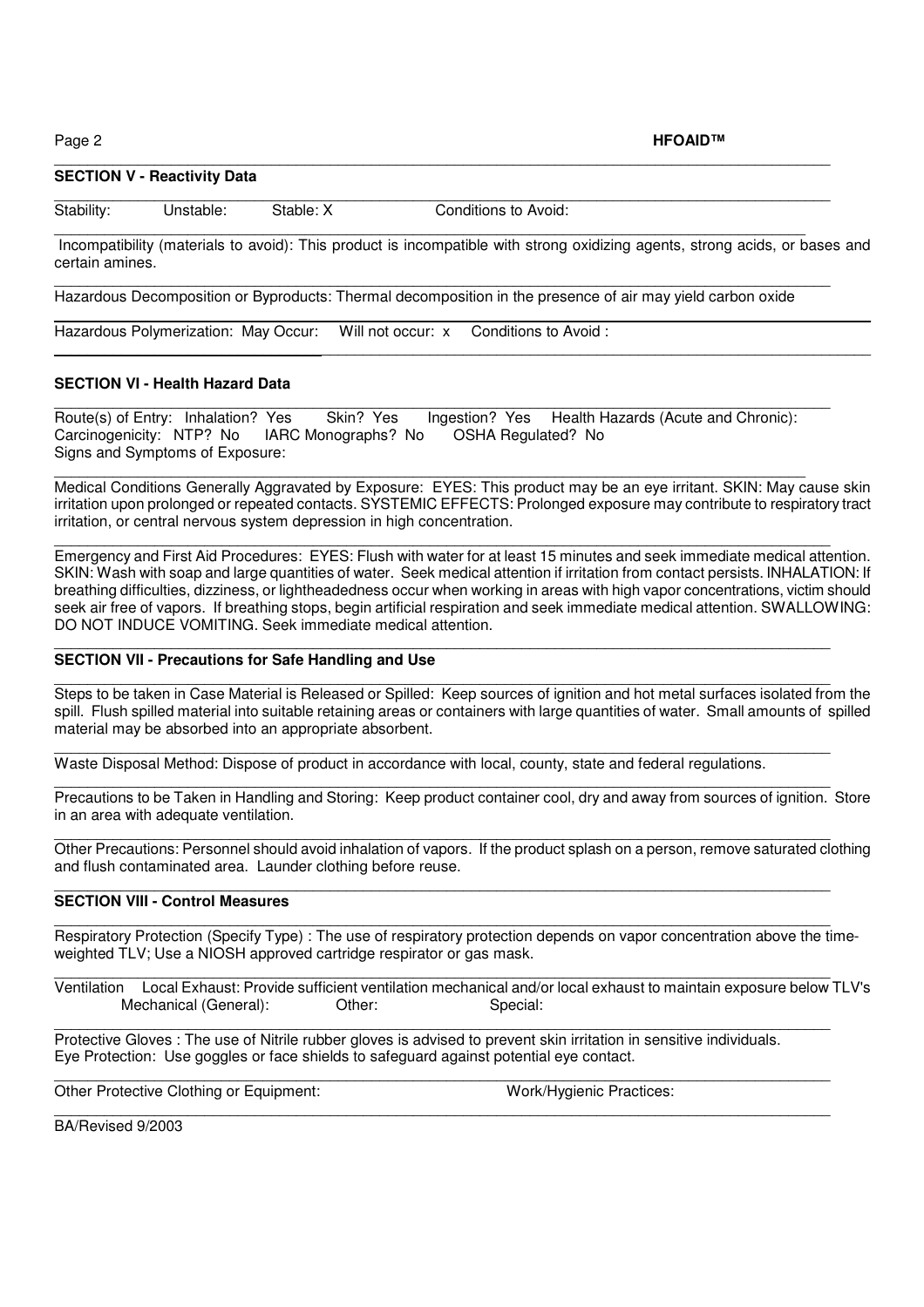## SECTION V - Reactivity Data

Stability: Unstable: Stable: X Conditions to Avoid:

Incompatibility (materials to avoid): This product is incompatible with strong oxidizing agents, strong acids, or bases and certain amines.

Hazardous Decomposition or Byproducts: Thermal decomposition in the presence of air may yield carbon oxide

Hazardous Polymerization: May Occur: Will not occur: x Conditions to Avoid :

## SECTION VI - Health Hazard Data

Route(s) of Entry: Inhalation? Yes Skin? Yes Ingestion? Yes Health Hazards (Acute and Chronic):
Carcinogenicity: NTP? No IARC Monographs? No OSHA Regulated? No
Signs and Symptoms of Exposure:

Medical Conditions Generally Aggravated by Exposure: EYES: This product may be an eye irritant. SKIN: May cause skin irritation upon prolonged or repeated contacts. SYSTEMIC EFFECTS: Prolonged exposure may contribute to respiratory tract irritation, or central nervous system depression in high concentration.

Emergency and First Aid Procedures: EYES: Flush with water for at least 15 minutes and seek immediate medical attention. SKIN: Wash with soap and large quantities of water. Seek medical attention if irritation from contact persists. INHALATION: If breathing difficulties, dizziness, or lightheadedness occur when working in areas with high vapor concentrations, victim should seek air free of vapors. If breathing stops, begin artificial respiration and seek immediate medical attention. SWALLOWING: DO NOT INDUCE VOMITING. Seek immediate medical attention.

## SECTION VII - Precautions for Safe Handling and Use

Steps to be taken in Case Material is Released or Spilled: Keep sources of ignition and hot metal surfaces isolated from the spill. Flush spilled material into suitable retaining areas or containers with large quantities of water. Small amounts of spilled material may be absorbed into an appropriate absorbent.

Waste Disposal Method: Dispose of product in accordance with local, county, state and federal regulations.

Precautions to be Taken in Handling and Storing: Keep product container cool, dry and away from sources of ignition. Store in an area with adequate ventilation.

Other Precautions: Personnel should avoid inhalation of vapors. If the product splash on a person, remove saturated clothing and flush contaminated area. Launder clothing before reuse.

## SECTION VIII - Control Measures

Respiratory Protection (Specify Type) : The use of respiratory protection depends on vapor concentration above the time-weighted TLV; Use a NIOSH approved cartridge respirator or gas mask.

Ventilation Local Exhaust: Provide sufficient ventilation mechanical and/or local exhaust to maintain exposure below TLV's
Mechanical (General): Other: Special:

Protective Gloves : The use of Nitrile rubber gloves is advised to prevent skin irritation in sensitive individuals.
Eye Protection: Use goggles or face shields to safeguard against potential eye contact.

Other Protective Clothing or Equipment: Work/Hygienic Practices:

BA/Revised 9/2003